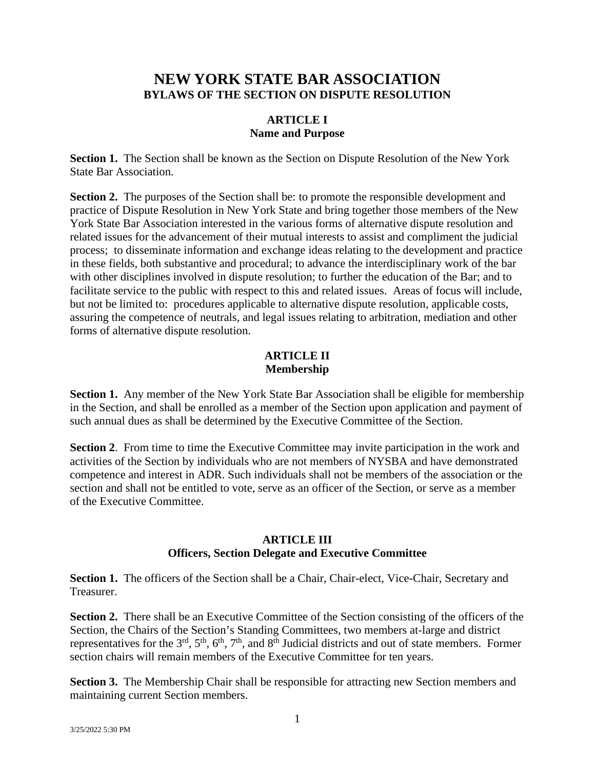# NEW YORK STATE BAR ASSOCIATION
## BYLAWS OF THE SECTION ON DISPUTE RESOLUTION

### ARTICLE I
### Name and Purpose

**Section 1.** The Section shall be known as the Section on Dispute Resolution of the New York State Bar Association.

**Section 2.** The purposes of the Section shall be: to promote the responsible development and practice of Dispute Resolution in New York State and bring together those members of the New York State Bar Association interested in the various forms of alternative dispute resolution and related issues for the advancement of their mutual interests to assist and compliment the judicial process; to disseminate information and exchange ideas relating to the development and practice in these fields, both substantive and procedural; to advance the interdisciplinary work of the bar with other disciplines involved in dispute resolution; to further the education of the Bar; and to facilitate service to the public with respect to this and related issues. Areas of focus will include, but not be limited to: procedures applicable to alternative dispute resolution, applicable costs, assuring the competence of neutrals, and legal issues relating to arbitration, mediation and other forms of alternative dispute resolution.

### ARTICLE II
### Membership

**Section 1.** Any member of the New York State Bar Association shall be eligible for membership in the Section, and shall be enrolled as a member of the Section upon application and payment of such annual dues as shall be determined by the Executive Committee of the Section.

**Section 2**. From time to time the Executive Committee may invite participation in the work and activities of the Section by individuals who are not members of NYSBA and have demonstrated competence and interest in ADR. Such individuals shall not be members of the association or the section and shall not be entitled to vote, serve as an officer of the Section, or serve as a member of the Executive Committee.

### ARTICLE III
### Officers, Section Delegate and Executive Committee

**Section 1.** The officers of the Section shall be a Chair, Chair-elect, Vice-Chair, Secretary and Treasurer.

**Section 2.** There shall be an Executive Committee of the Section consisting of the officers of the Section, the Chairs of the Section's Standing Committees, two members at-large and district representatives for the 3rd, 5th, 6th, 7th, and 8th Judicial districts and out of state members. Former section chairs will remain members of the Executive Committee for ten years.

**Section 3.** The Membership Chair shall be responsible for attracting new Section members and maintaining current Section members.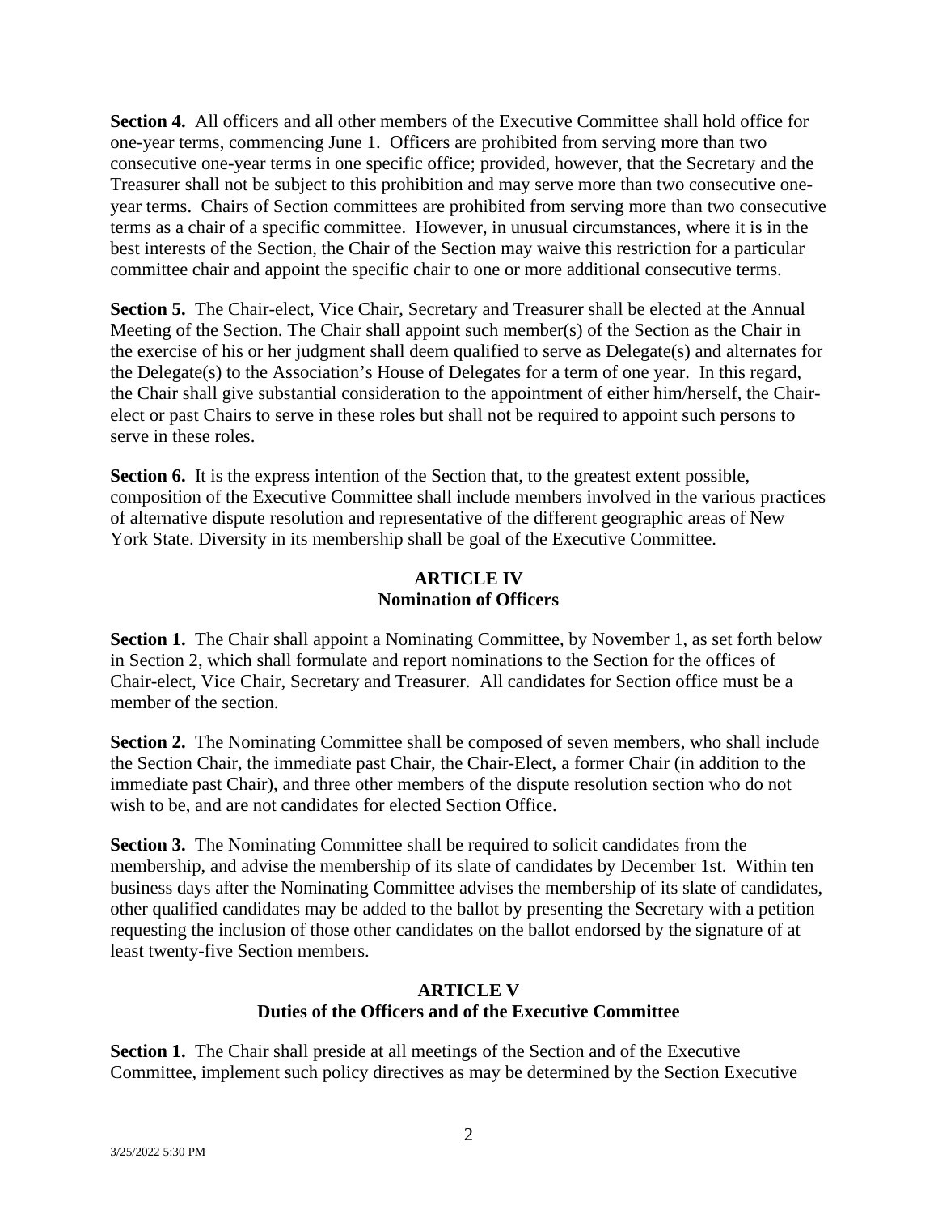**Section 4.** All officers and all other members of the Executive Committee shall hold office for one-year terms, commencing June 1. Officers are prohibited from serving more than two consecutive one-year terms in one specific office; provided, however, that the Secretary and the Treasurer shall not be subject to this prohibition and may serve more than two consecutive one-year terms. Chairs of Section committees are prohibited from serving more than two consecutive terms as a chair of a specific committee. However, in unusual circumstances, where it is in the best interests of the Section, the Chair of the Section may waive this restriction for a particular committee chair and appoint the specific chair to one or more additional consecutive terms.

**Section 5.** The Chair-elect, Vice Chair, Secretary and Treasurer shall be elected at the Annual Meeting of the Section. The Chair shall appoint such member(s) of the Section as the Chair in the exercise of his or her judgment shall deem qualified to serve as Delegate(s) and alternates for the Delegate(s) to the Association's House of Delegates for a term of one year. In this regard, the Chair shall give substantial consideration to the appointment of either him/herself, the Chair-elect or past Chairs to serve in these roles but shall not be required to appoint such persons to serve in these roles.

**Section 6.** It is the express intention of the Section that, to the greatest extent possible, composition of the Executive Committee shall include members involved in the various practices of alternative dispute resolution and representative of the different geographic areas of New York State. Diversity in its membership shall be goal of the Executive Committee.

## ARTICLE IV
## Nomination of Officers

**Section 1.** The Chair shall appoint a Nominating Committee, by November 1, as set forth below in Section 2, which shall formulate and report nominations to the Section for the offices of Chair-elect, Vice Chair, Secretary and Treasurer. All candidates for Section office must be a member of the section.

**Section 2.** The Nominating Committee shall be composed of seven members, who shall include the Section Chair, the immediate past Chair, the Chair-Elect, a former Chair (in addition to the immediate past Chair), and three other members of the dispute resolution section who do not wish to be, and are not candidates for elected Section Office.

**Section 3.** The Nominating Committee shall be required to solicit candidates from the membership, and advise the membership of its slate of candidates by December 1st. Within ten business days after the Nominating Committee advises the membership of its slate of candidates, other qualified candidates may be added to the ballot by presenting the Secretary with a petition requesting the inclusion of those other candidates on the ballot endorsed by the signature of at least twenty-five Section members.

## ARTICLE V
## Duties of the Officers and of the Executive Committee

**Section 1.** The Chair shall preside at all meetings of the Section and of the Executive Committee, implement such policy directives as may be determined by the Section Executive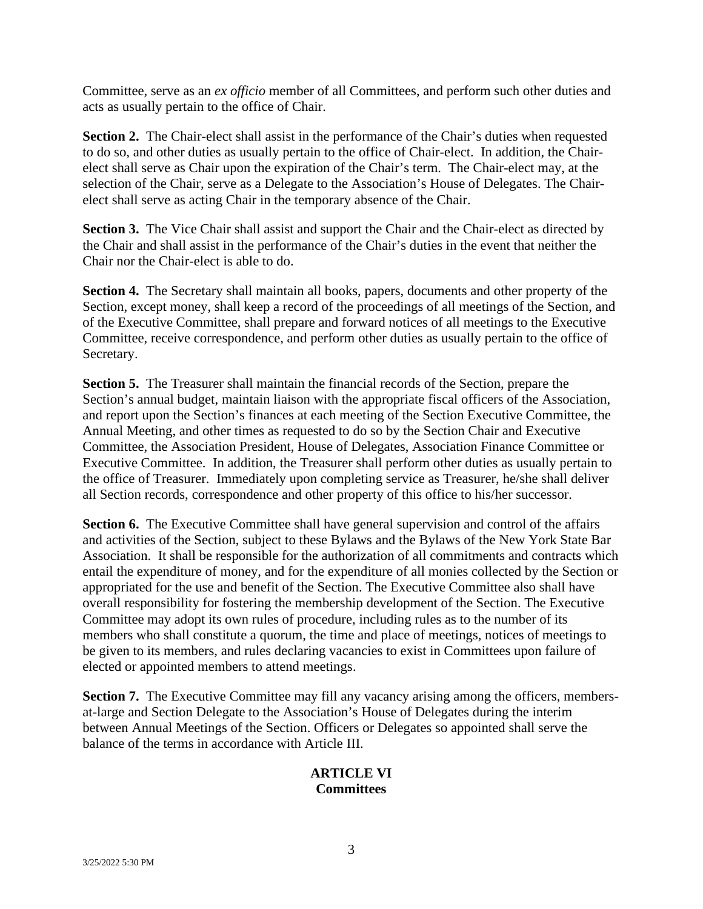Committee, serve as an *ex officio* member of all Committees, and perform such other duties and acts as usually pertain to the office of Chair.

**Section 2.** The Chair-elect shall assist in the performance of the Chair's duties when requested to do so, and other duties as usually pertain to the office of Chair-elect. In addition, the Chair-elect shall serve as Chair upon the expiration of the Chair's term. The Chair-elect may, at the selection of the Chair, serve as a Delegate to the Association's House of Delegates. The Chair-elect shall serve as acting Chair in the temporary absence of the Chair.

**Section 3.** The Vice Chair shall assist and support the Chair and the Chair-elect as directed by the Chair and shall assist in the performance of the Chair's duties in the event that neither the Chair nor the Chair-elect is able to do.

**Section 4.** The Secretary shall maintain all books, papers, documents and other property of the Section, except money, shall keep a record of the proceedings of all meetings of the Section, and of the Executive Committee, shall prepare and forward notices of all meetings to the Executive Committee, receive correspondence, and perform other duties as usually pertain to the office of Secretary.

**Section 5.** The Treasurer shall maintain the financial records of the Section, prepare the Section's annual budget, maintain liaison with the appropriate fiscal officers of the Association, and report upon the Section's finances at each meeting of the Section Executive Committee, the Annual Meeting, and other times as requested to do so by the Section Chair and Executive Committee, the Association President, House of Delegates, Association Finance Committee or Executive Committee. In addition, the Treasurer shall perform other duties as usually pertain to the office of Treasurer. Immediately upon completing service as Treasurer, he/she shall deliver all Section records, correspondence and other property of this office to his/her successor.

**Section 6.** The Executive Committee shall have general supervision and control of the affairs and activities of the Section, subject to these Bylaws and the Bylaws of the New York State Bar Association. It shall be responsible for the authorization of all commitments and contracts which entail the expenditure of money, and for the expenditure of all monies collected by the Section or appropriated for the use and benefit of the Section. The Executive Committee also shall have overall responsibility for fostering the membership development of the Section. The Executive Committee may adopt its own rules of procedure, including rules as to the number of its members who shall constitute a quorum, the time and place of meetings, notices of meetings to be given to its members, and rules declaring vacancies to exist in Committees upon failure of elected or appointed members to attend meetings.

**Section 7.** The Executive Committee may fill any vacancy arising among the officers, members-at-large and Section Delegate to the Association's House of Delegates during the interim between Annual Meetings of the Section. Officers or Delegates so appointed shall serve the balance of the terms in accordance with Article III.

## ARTICLE VI
## Committees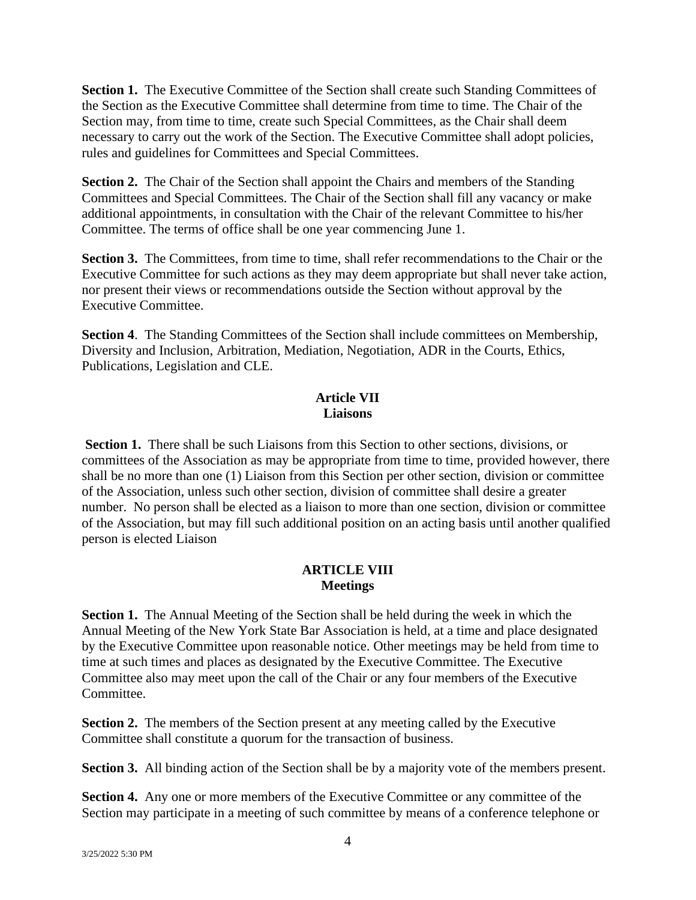**Section 1.** The Executive Committee of the Section shall create such Standing Committees of the Section as the Executive Committee shall determine from time to time. The Chair of the Section may, from time to time, create such Special Committees, as the Chair shall deem necessary to carry out the work of the Section. The Executive Committee shall adopt policies, rules and guidelines for Committees and Special Committees.

**Section 2.** The Chair of the Section shall appoint the Chairs and members of the Standing Committees and Special Committees. The Chair of the Section shall fill any vacancy or make additional appointments, in consultation with the Chair of the relevant Committee to his/her Committee. The terms of office shall be one year commencing June 1.

**Section 3.** The Committees, from time to time, shall refer recommendations to the Chair or the Executive Committee for such actions as they may deem appropriate but shall never take action, nor present their views or recommendations outside the Section without approval by the Executive Committee.

**Section 4**. The Standing Committees of the Section shall include committees on Membership, Diversity and Inclusion, Arbitration, Mediation, Negotiation, ADR in the Courts, Ethics, Publications, Legislation and CLE.

## Article VII
## Liaisons

**Section 1.** There shall be such Liaisons from this Section to other sections, divisions, or committees of the Association as may be appropriate from time to time, provided however, there shall be no more than one (1) Liaison from this Section per other section, division or committee of the Association, unless such other section, division of committee shall desire a greater number. No person shall be elected as a liaison to more than one section, division or committee of the Association, but may fill such additional position on an acting basis until another qualified person is elected Liaison

## ARTICLE VIII
## Meetings

**Section 1.** The Annual Meeting of the Section shall be held during the week in which the Annual Meeting of the New York State Bar Association is held, at a time and place designated by the Executive Committee upon reasonable notice. Other meetings may be held from time to time at such times and places as designated by the Executive Committee. The Executive Committee also may meet upon the call of the Chair or any four members of the Executive Committee.

**Section 2.** The members of the Section present at any meeting called by the Executive Committee shall constitute a quorum for the transaction of business.

**Section 3.** All binding action of the Section shall be by a majority vote of the members present.

**Section 4.** Any one or more members of the Executive Committee or any committee of the Section may participate in a meeting of such committee by means of a conference telephone or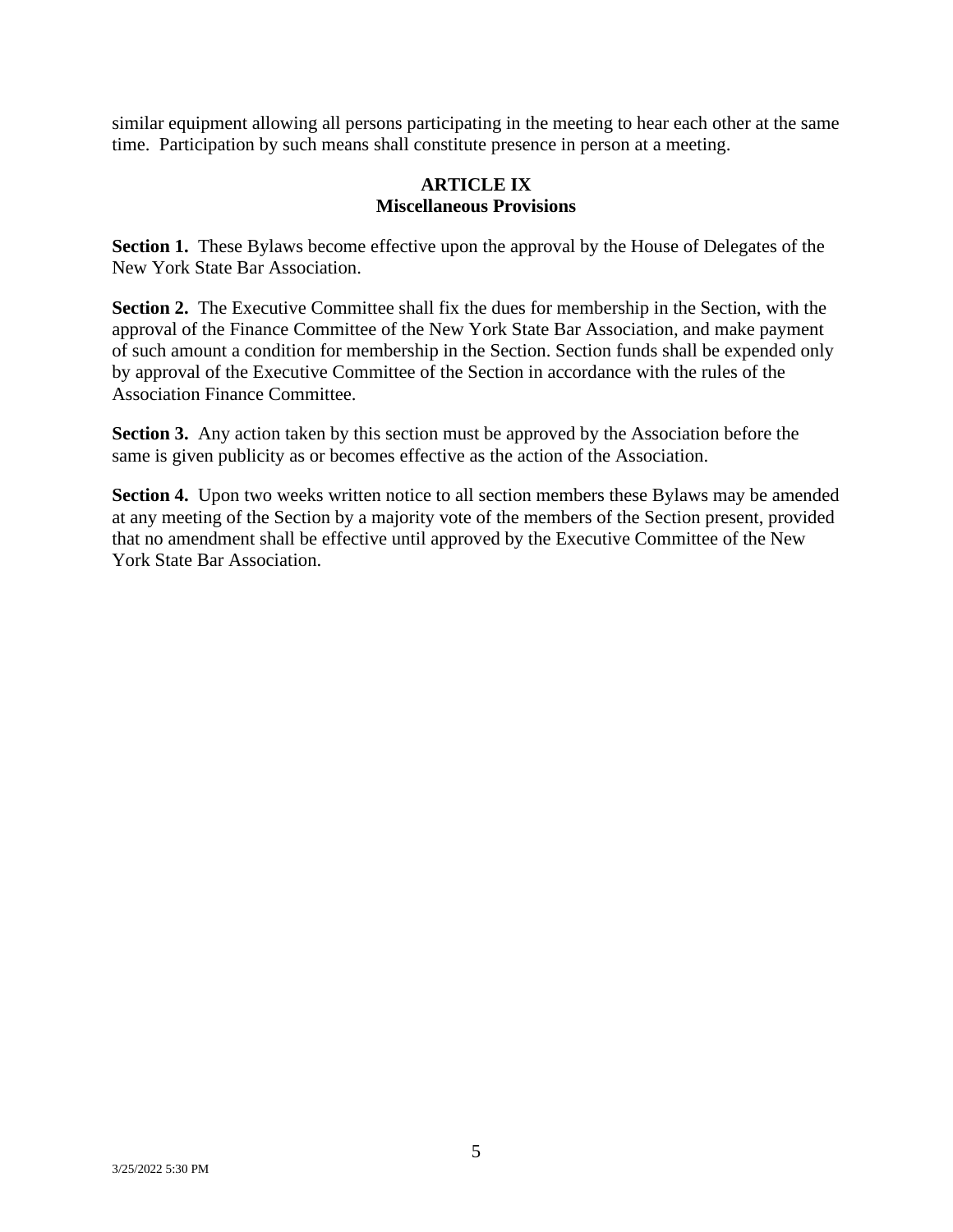similar equipment allowing all persons participating in the meeting to hear each other at the same time. Participation by such means shall constitute presence in person at a meeting.

## ARTICLE IX
## Miscellaneous Provisions

**Section 1.** These Bylaws become effective upon the approval by the House of Delegates of the New York State Bar Association.

**Section 2.** The Executive Committee shall fix the dues for membership in the Section, with the approval of the Finance Committee of the New York State Bar Association, and make payment of such amount a condition for membership in the Section. Section funds shall be expended only by approval of the Executive Committee of the Section in accordance with the rules of the Association Finance Committee.

**Section 3.** Any action taken by this section must be approved by the Association before the same is given publicity as or becomes effective as the action of the Association.

**Section 4.** Upon two weeks written notice to all section members these Bylaws may be amended at any meeting of the Section by a majority vote of the members of the Section present, provided that no amendment shall be effective until approved by the Executive Committee of the New York State Bar Association.